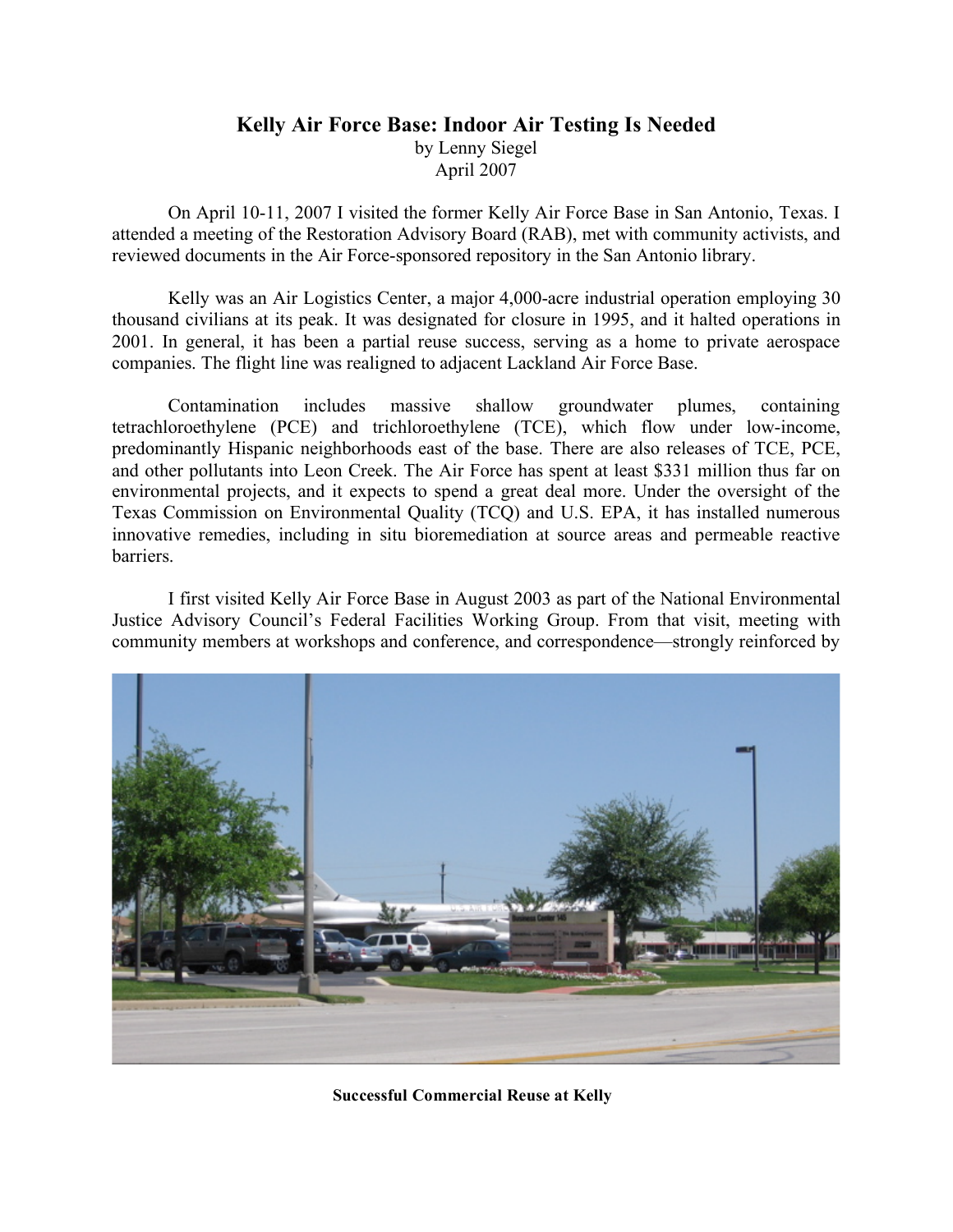# Kelly Air Force Base: Indoor Air Testing Is Needed

by Lenny Siegel
April 2007

On April 10-11, 2007 I visited the former Kelly Air Force Base in San Antonio, Texas. I attended a meeting of the Restoration Advisory Board (RAB), met with community activists, and reviewed documents in the Air Force-sponsored repository in the San Antonio library.

Kelly was an Air Logistics Center, a major 4,000-acre industrial operation employing 30 thousand civilians at its peak. It was designated for closure in 1995, and it halted operations in 2001. In general, it has been a partial reuse success, serving as a home to private aerospace companies. The flight line was realigned to adjacent Lackland Air Force Base.

Contamination includes massive shallow groundwater plumes, containing tetrachloroethylene (PCE) and trichloroethylene (TCE), which flow under low-income, predominantly Hispanic neighborhoods east of the base. There are also releases of TCE, PCE, and other pollutants into Leon Creek. The Air Force has spent at least $331 million thus far on environmental projects, and it expects to spend a great deal more. Under the oversight of the Texas Commission on Environmental Quality (TCQ) and U.S. EPA, it has installed numerous innovative remedies, including in situ bioremediation at source areas and permeable reactive barriers.

I first visited Kelly Air Force Base in August 2003 as part of the National Environmental Justice Advisory Council's Federal Facilities Working Group. From that visit, meeting with community members at workshops and conference, and correspondence—strongly reinforced by

**Successful Commercial Reuse at Kelly**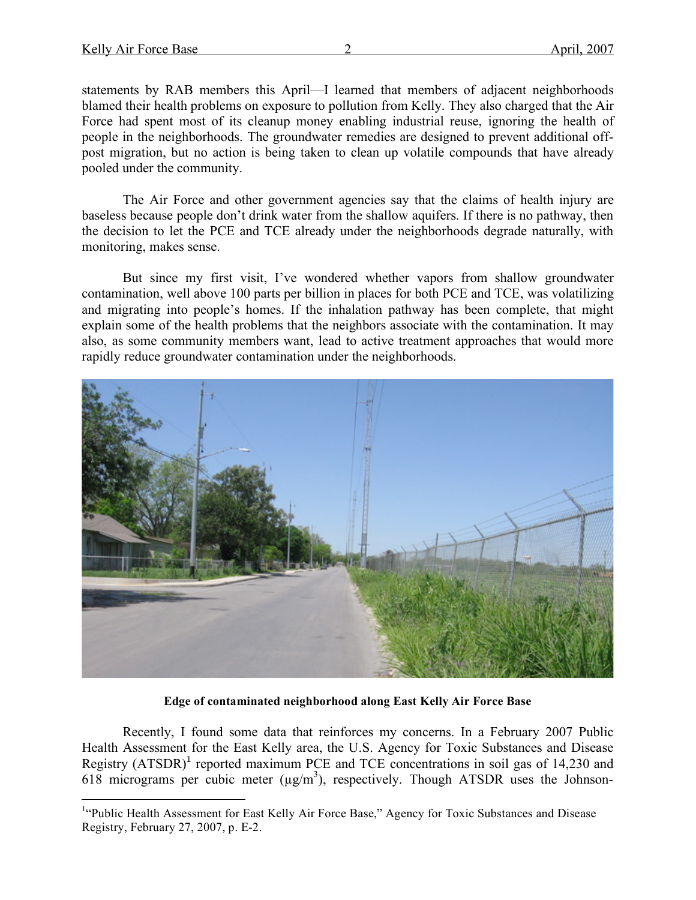statements by RAB members this April—I learned that members of adjacent neighborhoods blamed their health problems on exposure to pollution from Kelly. They also charged that the Air Force had spent most of its cleanup money enabling industrial reuse, ignoring the health of people in the neighborhoods. The groundwater remedies are designed to prevent additional off-post migration, but no action is being taken to clean up volatile compounds that have already pooled under the community.

The Air Force and other government agencies say that the claims of health injury are baseless because people don't drink water from the shallow aquifers. If there is no pathway, then the decision to let the PCE and TCE already under the neighborhoods degrade naturally, with monitoring, makes sense.

But since my first visit, I've wondered whether vapors from shallow groundwater contamination, well above 100 parts per billion in places for both PCE and TCE, was volatilizing and migrating into people's homes. If the inhalation pathway has been complete, that might explain some of the health problems that the neighbors associate with the contamination. It may also, as some community members want, lead to active treatment approaches that would more rapidly reduce groundwater contamination under the neighborhoods.

**Edge of contaminated neighborhood along East Kelly Air Force Base**

Recently, I found some data that reinforces my concerns. In a February 2007 Public Health Assessment for the East Kelly area, the U.S. Agency for Toxic Substances and Disease Registry (ATSDR)[1] reported maximum PCE and TCE concentrations in soil gas of 14,230 and 618 micrograms per cubic meter ($\mu g/m^3$), respectively. Though ATSDR uses the Johnson-

[1] "Public Health Assessment for East Kelly Air Force Base," Agency for Toxic Substances and Disease Registry, February 27, 2007, p. E-2.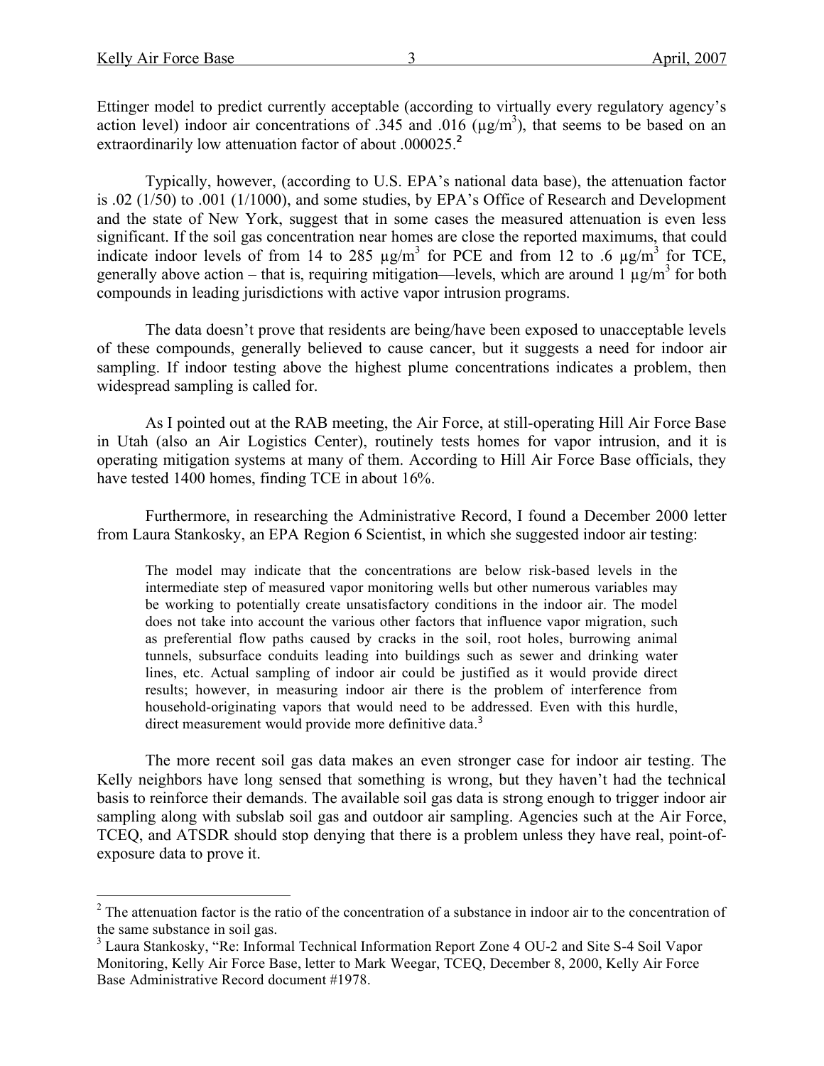Ettinger model to predict currently acceptable (according to virtually every regulatory agency's action level) indoor air concentrations of .345 and .016 ($\mu g/m^3$), that seems to be based on an extraordinarily low attenuation factor of about .000025.[2]

Typically, however, (according to U.S. EPA's national data base), the attenuation factor is .02 (1/50) to .001 (1/1000), and some studies, by EPA's Office of Research and Development and the state of New York, suggest that in some cases the measured attenuation is even less significant. If the soil gas concentration near homes are close the reported maximums, that could indicate indoor levels of from 14 to 285 $\mu g/m^3$ for PCE and from 12 to .6 $\mu g/m^3$ for TCE, generally above action – that is, requiring mitigation—levels, which are around 1 $\mu g/m^3$ for both compounds in leading jurisdictions with active vapor intrusion programs.

The data doesn't prove that residents are being/have been exposed to unacceptable levels of these compounds, generally believed to cause cancer, but it suggests a need for indoor air sampling. If indoor testing above the highest plume concentrations indicates a problem, then widespread sampling is called for.

As I pointed out at the RAB meeting, the Air Force, at still-operating Hill Air Force Base in Utah (also an Air Logistics Center), routinely tests homes for vapor intrusion, and it is operating mitigation systems at many of them. According to Hill Air Force Base officials, they have tested 1400 homes, finding TCE in about 16%.

Furthermore, in researching the Administrative Record, I found a December 2000 letter from Laura Stankosky, an EPA Region 6 Scientist, in which she suggested indoor air testing:

> The model may indicate that the concentrations are below risk-based levels in the intermediate step of measured vapor monitoring wells but other numerous variables may be working to potentially create unsatisfactory conditions in the indoor air. The model does not take into account the various other factors that influence vapor migration, such as preferential flow paths caused by cracks in the soil, root holes, burrowing animal tunnels, subsurface conduits leading into buildings such as sewer and drinking water lines, etc. Actual sampling of indoor air could be justified as it would provide direct results; however, in measuring indoor air there is the problem of interference from household-originating vapors that would need to be addressed. Even with this hurdle, direct measurement would provide more definitive data.[3]

The more recent soil gas data makes an even stronger case for indoor air testing. The Kelly neighbors have long sensed that something is wrong, but they haven't had the technical basis to reinforce their demands. The available soil gas data is strong enough to trigger indoor air sampling along with subslab soil gas and outdoor air sampling. Agencies such at the Air Force, TCEQ, and ATSDR should stop denying that there is a problem unless they have real, point-of-exposure data to prove it.

---

[2] The attenuation factor is the ratio of the concentration of a substance in indoor air to the concentration of the same substance in soil gas.

[3] Laura Stankosky, "Re: Informal Technical Information Report Zone 4 OU-2 and Site S-4 Soil Vapor Monitoring, Kelly Air Force Base, letter to Mark Weegar, TCEQ, December 8, 2000, Kelly Air Force Base Administrative Record document #1978.